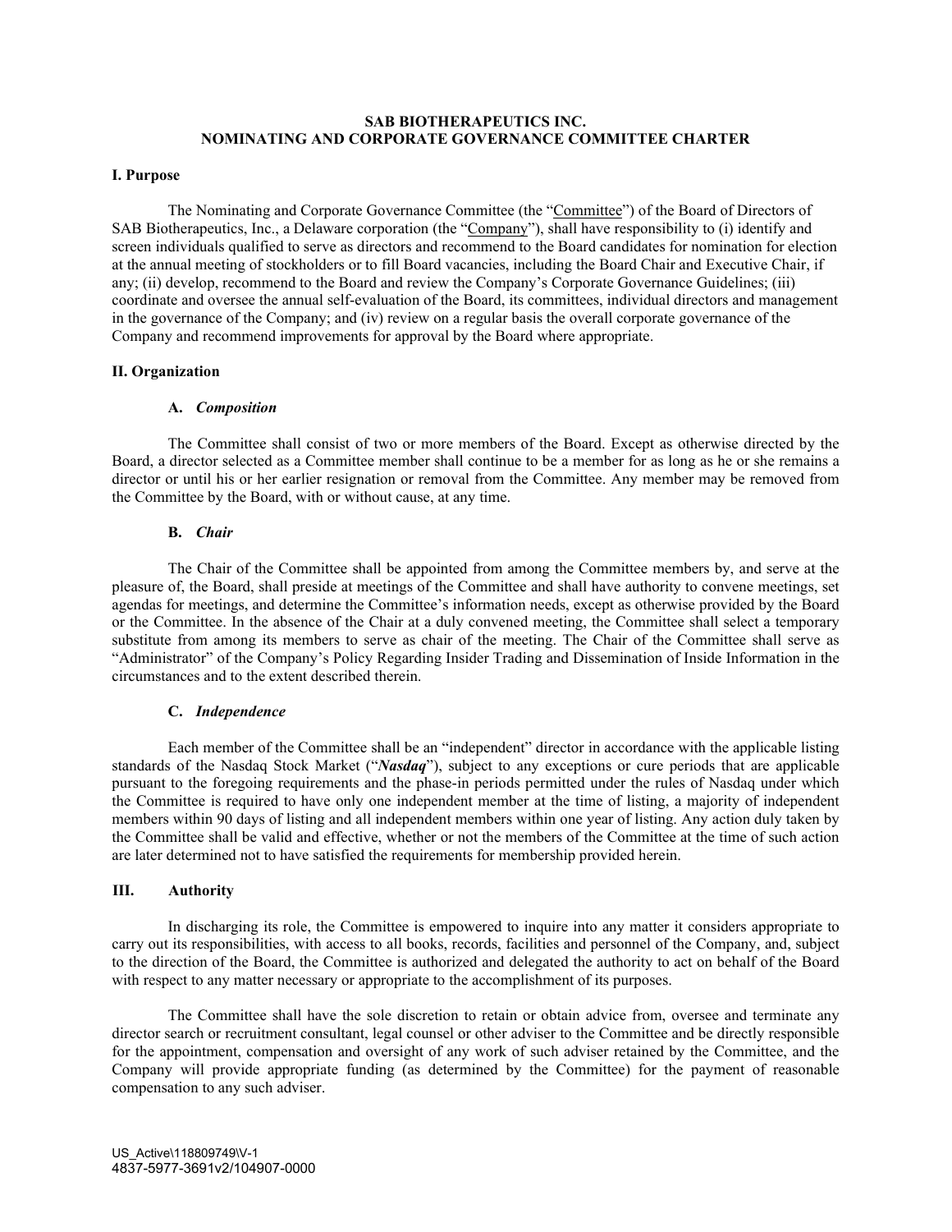# SAB BIOTHERAPEUTICS INC.
# NOMINATING AND CORPORATE GOVERNANCE COMMITTEE CHARTER

## I. Purpose

The Nominating and Corporate Governance Committee (the "Committee") of the Board of Directors of SAB Biotherapeutics, Inc., a Delaware corporation (the "Company"), shall have responsibility to (i) identify and screen individuals qualified to serve as directors and recommend to the Board candidates for nomination for election at the annual meeting of stockholders or to fill Board vacancies, including the Board Chair and Executive Chair, if any; (ii) develop, recommend to the Board and review the Company's Corporate Governance Guidelines; (iii) coordinate and oversee the annual self-evaluation of the Board, its committees, individual directors and management in the governance of the Company; and (iv) review on a regular basis the overall corporate governance of the Company and recommend improvements for approval by the Board where appropriate.

## II. Organization

### A. *Composition*

The Committee shall consist of two or more members of the Board. Except as otherwise directed by the Board, a director selected as a Committee member shall continue to be a member for as long as he or she remains a director or until his or her earlier resignation or removal from the Committee. Any member may be removed from the Committee by the Board, with or without cause, at any time.

### B. *Chair*

The Chair of the Committee shall be appointed from among the Committee members by, and serve at the pleasure of, the Board, shall preside at meetings of the Committee and shall have authority to convene meetings, set agendas for meetings, and determine the Committee's information needs, except as otherwise provided by the Board or the Committee. In the absence of the Chair at a duly convened meeting, the Committee shall select a temporary substitute from among its members to serve as chair of the meeting. The Chair of the Committee shall serve as "Administrator" of the Company's Policy Regarding Insider Trading and Dissemination of Inside Information in the circumstances and to the extent described therein.

### C. *Independence*

Each member of the Committee shall be an "independent" director in accordance with the applicable listing standards of the Nasdaq Stock Market ("***Nasdaq***"), subject to any exceptions or cure periods that are applicable pursuant to the foregoing requirements and the phase-in periods permitted under the rules of Nasdaq under which the Committee is required to have only one independent member at the time of listing, a majority of independent members within 90 days of listing and all independent members within one year of listing. Any action duly taken by the Committee shall be valid and effective, whether or not the members of the Committee at the time of such action are later determined not to have satisfied the requirements for membership provided herein.

## III. Authority

In discharging its role, the Committee is empowered to inquire into any matter it considers appropriate to carry out its responsibilities, with access to all books, records, facilities and personnel of the Company, and, subject to the direction of the Board, the Committee is authorized and delegated the authority to act on behalf of the Board with respect to any matter necessary or appropriate to the accomplishment of its purposes.

The Committee shall have the sole discretion to retain or obtain advice from, oversee and terminate any director search or recruitment consultant, legal counsel or other adviser to the Committee and be directly responsible for the appointment, compensation and oversight of any work of such adviser retained by the Committee, and the Company will provide appropriate funding (as determined by the Committee) for the payment of reasonable compensation to any such adviser.

US_Active\118809749\V-1
4837-5977-3691v2/104907-0000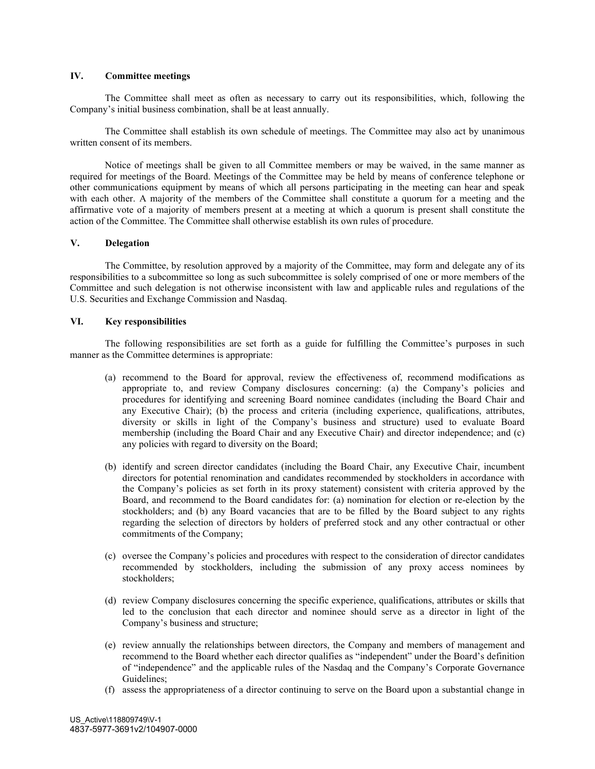## IV. Committee meetings

The Committee shall meet as often as necessary to carry out its responsibilities, which, following the Company's initial business combination, shall be at least annually.

The Committee shall establish its own schedule of meetings. The Committee may also act by unanimous written consent of its members.

Notice of meetings shall be given to all Committee members or may be waived, in the same manner as required for meetings of the Board. Meetings of the Committee may be held by means of conference telephone or other communications equipment by means of which all persons participating in the meeting can hear and speak with each other. A majority of the members of the Committee shall constitute a quorum for a meeting and the affirmative vote of a majority of members present at a meeting at which a quorum is present shall constitute the action of the Committee. The Committee shall otherwise establish its own rules of procedure.

## V. Delegation

The Committee, by resolution approved by a majority of the Committee, may form and delegate any of its responsibilities to a subcommittee so long as such subcommittee is solely comprised of one or more members of the Committee and such delegation is not otherwise inconsistent with law and applicable rules and regulations of the U.S. Securities and Exchange Commission and Nasdaq.

## VI. Key responsibilities

The following responsibilities are set forth as a guide for fulfilling the Committee's purposes in such manner as the Committee determines is appropriate:

(a) recommend to the Board for approval, review the effectiveness of, recommend modifications as appropriate to, and review Company disclosures concerning: (a) the Company's policies and procedures for identifying and screening Board nominee candidates (including the Board Chair and any Executive Chair); (b) the process and criteria (including experience, qualifications, attributes, diversity or skills in light of the Company's business and structure) used to evaluate Board membership (including the Board Chair and any Executive Chair) and director independence; and (c) any policies with regard to diversity on the Board;

(b) identify and screen director candidates (including the Board Chair, any Executive Chair, incumbent directors for potential renomination and candidates recommended by stockholders in accordance with the Company's policies as set forth in its proxy statement) consistent with criteria approved by the Board, and recommend to the Board candidates for: (a) nomination for election or re-election by the stockholders; and (b) any Board vacancies that are to be filled by the Board subject to any rights regarding the selection of directors by holders of preferred stock and any other contractual or other commitments of the Company;

(c) oversee the Company's policies and procedures with respect to the consideration of director candidates recommended by stockholders, including the submission of any proxy access nominees by stockholders;

(d) review Company disclosures concerning the specific experience, qualifications, attributes or skills that led to the conclusion that each director and nominee should serve as a director in light of the Company's business and structure;

(e) review annually the relationships between directors, the Company and members of management and recommend to the Board whether each director qualifies as "independent" under the Board's definition of "independence" and the applicable rules of the Nasdaq and the Company's Corporate Governance Guidelines;

(f) assess the appropriateness of a director continuing to serve on the Board upon a substantial change in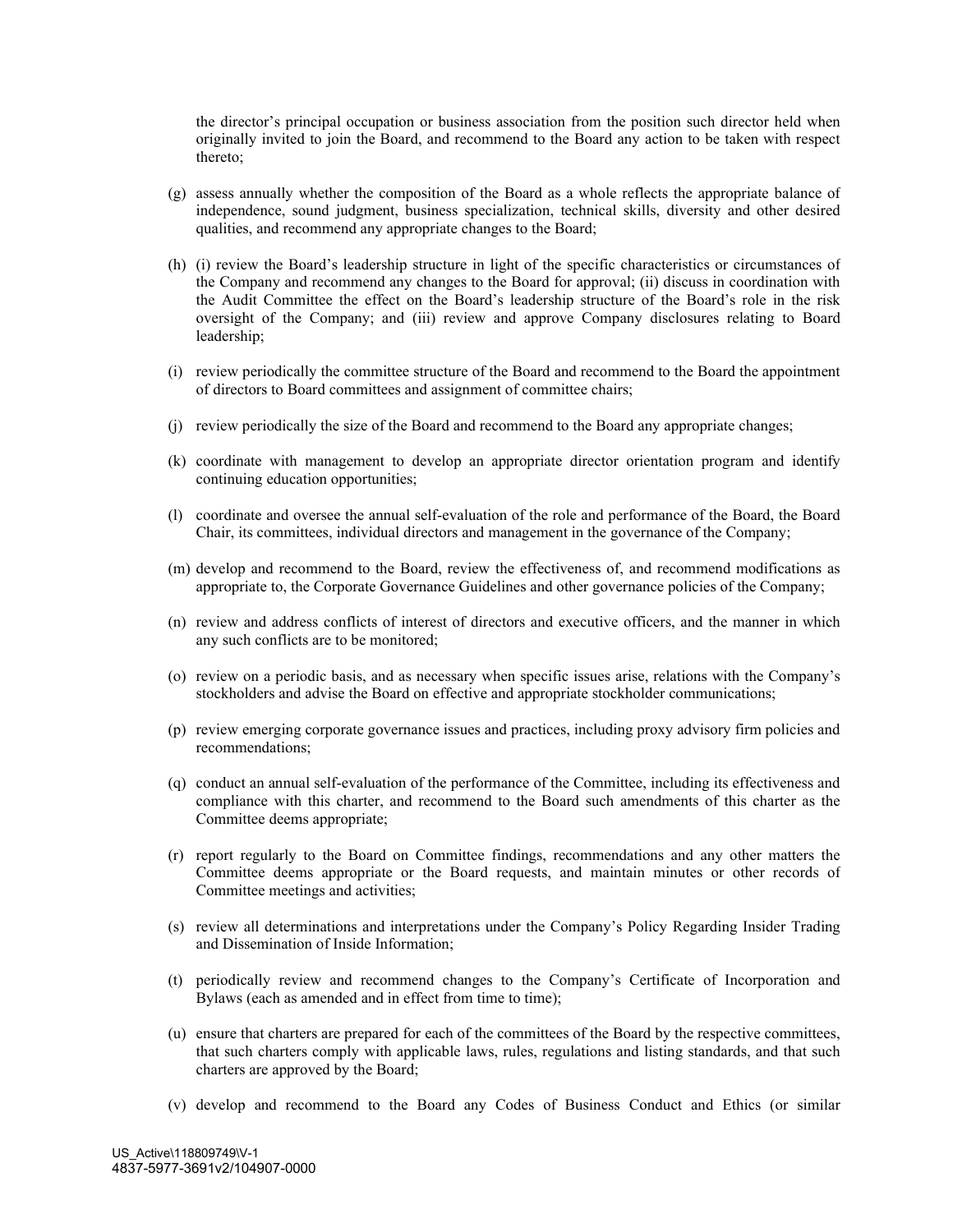the director's principal occupation or business association from the position such director held when originally invited to join the Board, and recommend to the Board any action to be taken with respect thereto;

(g) assess annually whether the composition of the Board as a whole reflects the appropriate balance of independence, sound judgment, business specialization, technical skills, diversity and other desired qualities, and recommend any appropriate changes to the Board;

(h) (i) review the Board's leadership structure in light of the specific characteristics or circumstances of the Company and recommend any changes to the Board for approval; (ii) discuss in coordination with the Audit Committee the effect on the Board's leadership structure of the Board's role in the risk oversight of the Company; and (iii) review and approve Company disclosures relating to Board leadership;

(i) review periodically the committee structure of the Board and recommend to the Board the appointment of directors to Board committees and assignment of committee chairs;

(j) review periodically the size of the Board and recommend to the Board any appropriate changes;

(k) coordinate with management to develop an appropriate director orientation program and identify continuing education opportunities;

(l) coordinate and oversee the annual self-evaluation of the role and performance of the Board, the Board Chair, its committees, individual directors and management in the governance of the Company;

(m) develop and recommend to the Board, review the effectiveness of, and recommend modifications as appropriate to, the Corporate Governance Guidelines and other governance policies of the Company;

(n) review and address conflicts of interest of directors and executive officers, and the manner in which any such conflicts are to be monitored;

(o) review on a periodic basis, and as necessary when specific issues arise, relations with the Company's stockholders and advise the Board on effective and appropriate stockholder communications;

(p) review emerging corporate governance issues and practices, including proxy advisory firm policies and recommendations;

(q) conduct an annual self-evaluation of the performance of the Committee, including its effectiveness and compliance with this charter, and recommend to the Board such amendments of this charter as the Committee deems appropriate;

(r) report regularly to the Board on Committee findings, recommendations and any other matters the Committee deems appropriate or the Board requests, and maintain minutes or other records of Committee meetings and activities;

(s) review all determinations and interpretations under the Company's Policy Regarding Insider Trading and Dissemination of Inside Information;

(t) periodically review and recommend changes to the Company's Certificate of Incorporation and Bylaws (each as amended and in effect from time to time);

(u) ensure that charters are prepared for each of the committees of the Board by the respective committees, that such charters comply with applicable laws, rules, regulations and listing standards, and that such charters are approved by the Board;

(v) develop and recommend to the Board any Codes of Business Conduct and Ethics (or similar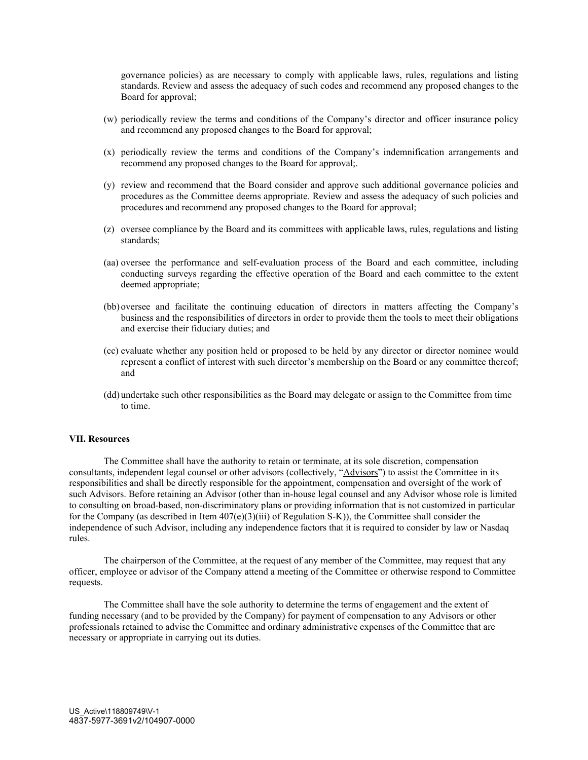governance policies) as are necessary to comply with applicable laws, rules, regulations and listing standards. Review and assess the adequacy of such codes and recommend any proposed changes to the Board for approval;

(w) periodically review the terms and conditions of the Company's director and officer insurance policy and recommend any proposed changes to the Board for approval;

(x) periodically review the terms and conditions of the Company's indemnification arrangements and recommend any proposed changes to the Board for approval;.

(y) review and recommend that the Board consider and approve such additional governance policies and procedures as the Committee deems appropriate. Review and assess the adequacy of such policies and procedures and recommend any proposed changes to the Board for approval;

(z) oversee compliance by the Board and its committees with applicable laws, rules, regulations and listing standards;

(aa) oversee the performance and self-evaluation process of the Board and each committee, including conducting surveys regarding the effective operation of the Board and each committee to the extent deemed appropriate;

(bb) oversee and facilitate the continuing education of directors in matters affecting the Company's business and the responsibilities of directors in order to provide them the tools to meet their obligations and exercise their fiduciary duties; and

(cc) evaluate whether any position held or proposed to be held by any director or director nominee would represent a conflict of interest with such director's membership on the Board or any committee thereof; and

(dd) undertake such other responsibilities as the Board may delegate or assign to the Committee from time to time.

**VII. Resources**

The Committee shall have the authority to retain or terminate, at its sole discretion, compensation consultants, independent legal counsel or other advisors (collectively, "Advisors") to assist the Committee in its responsibilities and shall be directly responsible for the appointment, compensation and oversight of the work of such Advisors. Before retaining an Advisor (other than in-house legal counsel and any Advisor whose role is limited to consulting on broad-based, non-discriminatory plans or providing information that is not customized in particular for the Company (as described in Item 407(e)(3)(iii) of Regulation S-K)), the Committee shall consider the independence of such Advisor, including any independence factors that it is required to consider by law or Nasdaq rules.

The chairperson of the Committee, at the request of any member of the Committee, may request that any officer, employee or advisor of the Company attend a meeting of the Committee or otherwise respond to Committee requests.

The Committee shall have the sole authority to determine the terms of engagement and the extent of funding necessary (and to be provided by the Company) for payment of compensation to any Advisors or other professionals retained to advise the Committee and ordinary administrative expenses of the Committee that are necessary or appropriate in carrying out its duties.